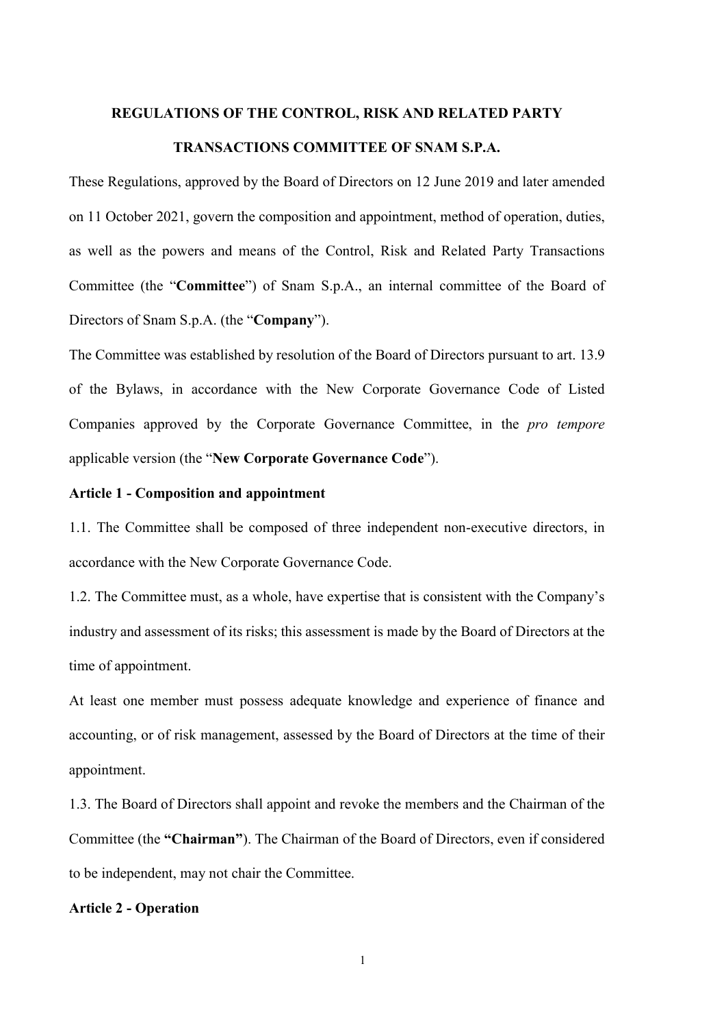# REGULATIONS OF THE CONTROL, RISK AND RELATED PARTY TRANSACTIONS COMMITTEE OF SNAM S.P.A.

These Regulations, approved by the Board of Directors on 12 June 2019 and later amended on 11 October 2021, govern the composition and appointment, method of operation, duties, as well as the powers and means of the Control, Risk and Related Party Transactions Committee (the "**Committee**") of Snam S.p.A., an internal committee of the Board of Directors of Snam S.p.A. (the "**Company**").

The Committee was established by resolution of the Board of Directors pursuant to art. 13.9 of the Bylaws, in accordance with the New Corporate Governance Code of Listed Companies approved by the Corporate Governance Committee, in the *pro tempore* applicable version (the "**New Corporate Governance Code**").

## Article 1 - Composition and appointment

1.1. The Committee shall be composed of three independent non-executive directors, in accordance with the New Corporate Governance Code.

1.2. The Committee must, as a whole, have expertise that is consistent with the Company's industry and assessment of its risks; this assessment is made by the Board of Directors at the time of appointment.

At least one member must possess adequate knowledge and experience of finance and accounting, or of risk management, assessed by the Board of Directors at the time of their appointment.

1.3. The Board of Directors shall appoint and revoke the members and the Chairman of the Committee (the **"Chairman"**). The Chairman of the Board of Directors, even if considered to be independent, may not chair the Committee.

## Article 2 - Operation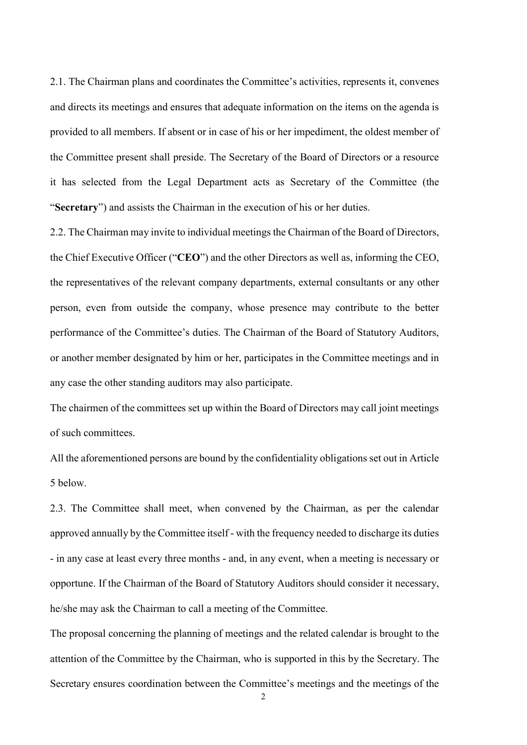2.1. The Chairman plans and coordinates the Committee's activities, represents it, convenes and directs its meetings and ensures that adequate information on the items on the agenda is provided to all members. If absent or in case of his or her impediment, the oldest member of the Committee present shall preside. The Secretary of the Board of Directors or a resource it has selected from the Legal Department acts as Secretary of the Committee (the "**Secretary**") and assists the Chairman in the execution of his or her duties.

2.2. The Chairman may invite to individual meetings the Chairman of the Board of Directors, the Chief Executive Officer ("**CEO**") and the other Directors as well as, informing the CEO, the representatives of the relevant company departments, external consultants or any other person, even from outside the company, whose presence may contribute to the better performance of the Committee's duties. The Chairman of the Board of Statutory Auditors, or another member designated by him or her, participates in the Committee meetings and in any case the other standing auditors may also participate.

The chairmen of the committees set up within the Board of Directors may call joint meetings of such committees.

All the aforementioned persons are bound by the confidentiality obligations set out in Article 5 below.

2.3. The Committee shall meet, when convened by the Chairman, as per the calendar approved annually by the Committee itself - with the frequency needed to discharge its duties - in any case at least every three months - and, in any event, when a meeting is necessary or opportune. If the Chairman of the Board of Statutory Auditors should consider it necessary, he/she may ask the Chairman to call a meeting of the Committee.

The proposal concerning the planning of meetings and the related calendar is brought to the attention of the Committee by the Chairman, who is supported in this by the Secretary. The Secretary ensures coordination between the Committee's meetings and the meetings of the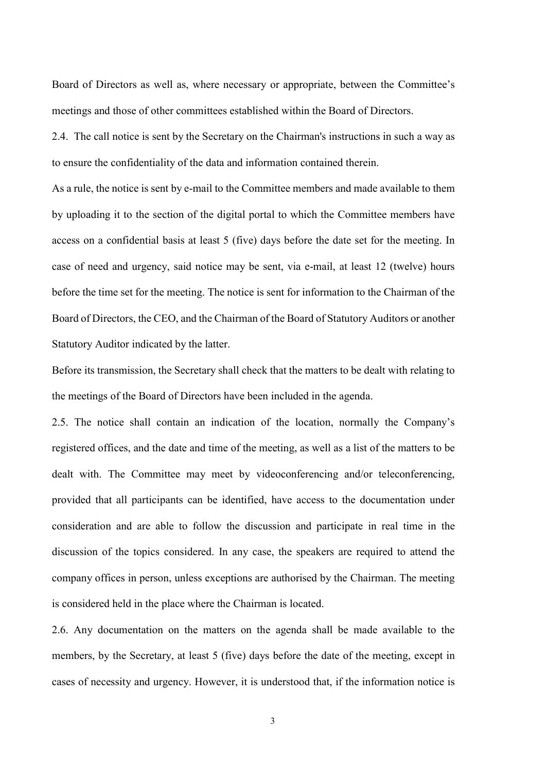Board of Directors as well as, where necessary or appropriate, between the Committee's meetings and those of other committees established within the Board of Directors.

2.4. The call notice is sent by the Secretary on the Chairman's instructions in such a way as to ensure the confidentiality of the data and information contained therein.

As a rule, the notice is sent by e-mail to the Committee members and made available to them by uploading it to the section of the digital portal to which the Committee members have access on a confidential basis at least 5 (five) days before the date set for the meeting. In case of need and urgency, said notice may be sent, via e-mail, at least 12 (twelve) hours before the time set for the meeting. The notice is sent for information to the Chairman of the Board of Directors, the CEO, and the Chairman of the Board of Statutory Auditors or another Statutory Auditor indicated by the latter.

Before its transmission, the Secretary shall check that the matters to be dealt with relating to the meetings of the Board of Directors have been included in the agenda.

2.5. The notice shall contain an indication of the location, normally the Company's registered offices, and the date and time of the meeting, as well as a list of the matters to be dealt with. The Committee may meet by videoconferencing and/or teleconferencing, provided that all participants can be identified, have access to the documentation under consideration and are able to follow the discussion and participate in real time in the discussion of the topics considered. In any case, the speakers are required to attend the company offices in person, unless exceptions are authorised by the Chairman. The meeting is considered held in the place where the Chairman is located.

2.6. Any documentation on the matters on the agenda shall be made available to the members, by the Secretary, at least 5 (five) days before the date of the meeting, except in cases of necessity and urgency. However, it is understood that, if the information notice is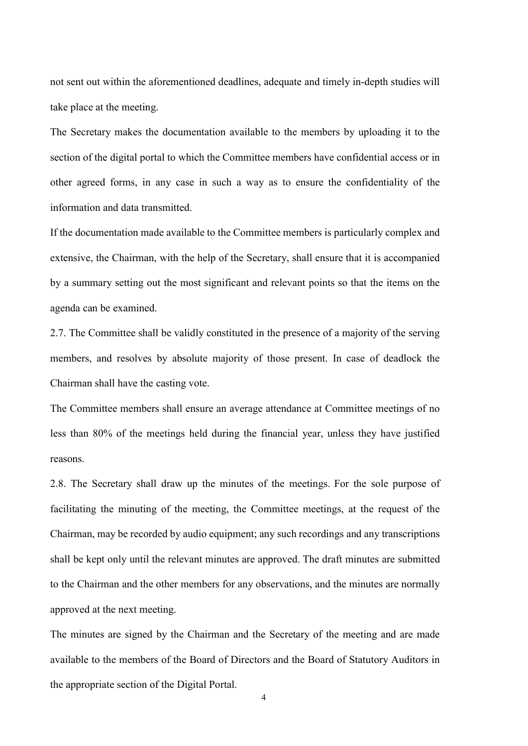not sent out within the aforementioned deadlines, adequate and timely in-depth studies will take place at the meeting.

The Secretary makes the documentation available to the members by uploading it to the section of the digital portal to which the Committee members have confidential access or in other agreed forms, in any case in such a way as to ensure the confidentiality of the information and data transmitted.

If the documentation made available to the Committee members is particularly complex and extensive, the Chairman, with the help of the Secretary, shall ensure that it is accompanied by a summary setting out the most significant and relevant points so that the items on the agenda can be examined.

2.7. The Committee shall be validly constituted in the presence of a majority of the serving members, and resolves by absolute majority of those present. In case of deadlock the Chairman shall have the casting vote.

The Committee members shall ensure an average attendance at Committee meetings of no less than 80% of the meetings held during the financial year, unless they have justified reasons.

2.8. The Secretary shall draw up the minutes of the meetings. For the sole purpose of facilitating the minuting of the meeting, the Committee meetings, at the request of the Chairman, may be recorded by audio equipment; any such recordings and any transcriptions shall be kept only until the relevant minutes are approved. The draft minutes are submitted to the Chairman and the other members for any observations, and the minutes are normally approved at the next meeting.

The minutes are signed by the Chairman and the Secretary of the meeting and are made available to the members of the Board of Directors and the Board of Statutory Auditors in the appropriate section of the Digital Portal.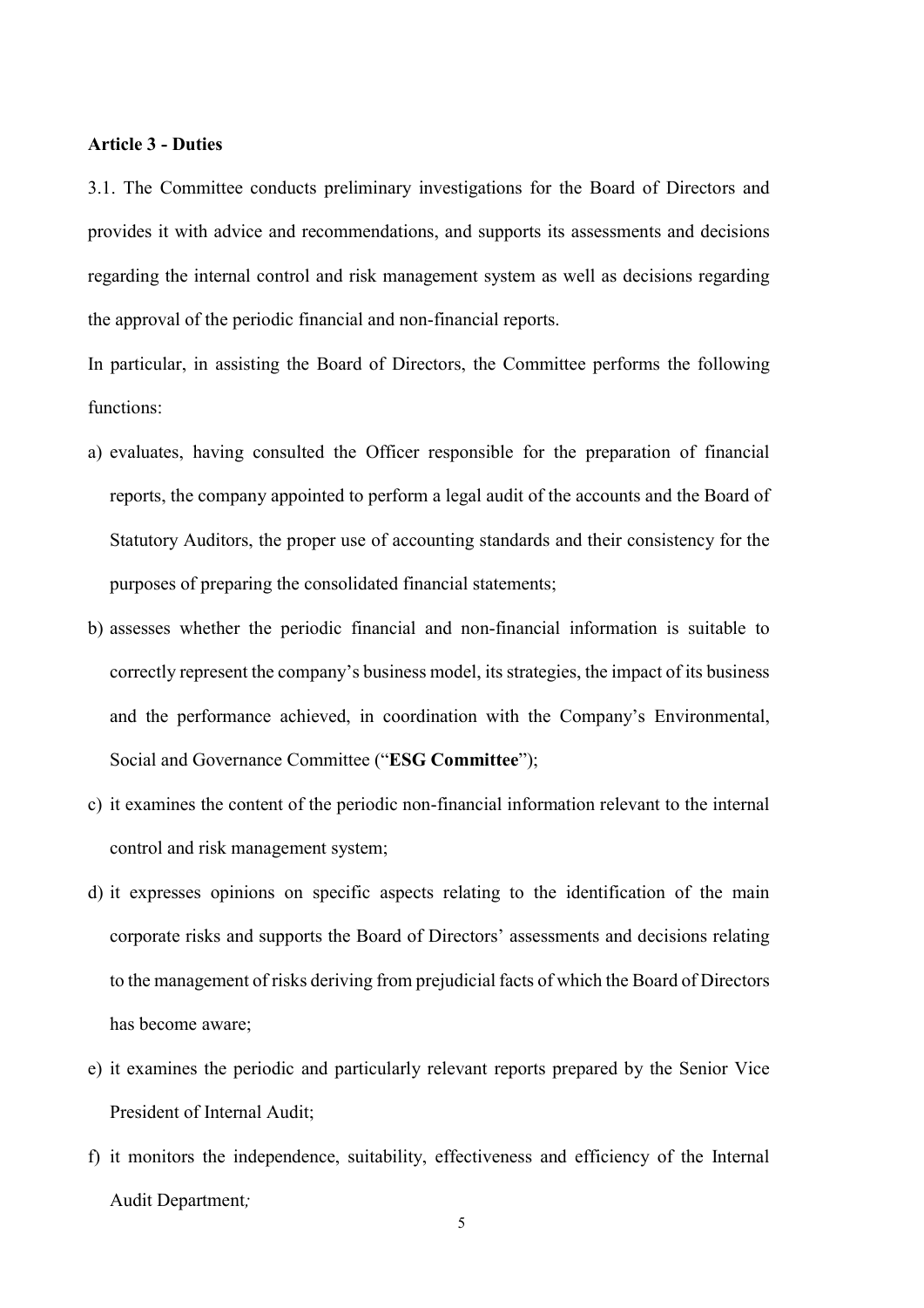**Article 3 - Duties**

3.1. The Committee conducts preliminary investigations for the Board of Directors and provides it with advice and recommendations, and supports its assessments and decisions regarding the internal control and risk management system as well as decisions regarding the approval of the periodic financial and non-financial reports.

In particular, in assisting the Board of Directors, the Committee performs the following functions:

a) evaluates, having consulted the Officer responsible for the preparation of financial reports, the company appointed to perform a legal audit of the accounts and the Board of Statutory Auditors, the proper use of accounting standards and their consistency for the purposes of preparing the consolidated financial statements;

b) assesses whether the periodic financial and non-financial information is suitable to correctly represent the company's business model, its strategies, the impact of its business and the performance achieved, in coordination with the Company's Environmental, Social and Governance Committee ("**ESG Committee**");

c) it examines the content of the periodic non-financial information relevant to the internal control and risk management system;

d) it expresses opinions on specific aspects relating to the identification of the main corporate risks and supports the Board of Directors' assessments and decisions relating to the management of risks deriving from prejudicial facts of which the Board of Directors has become aware;

e) it examines the periodic and particularly relevant reports prepared by the Senior Vice President of Internal Audit;

f) it monitors the independence, suitability, effectiveness and efficiency of the Internal Audit Department;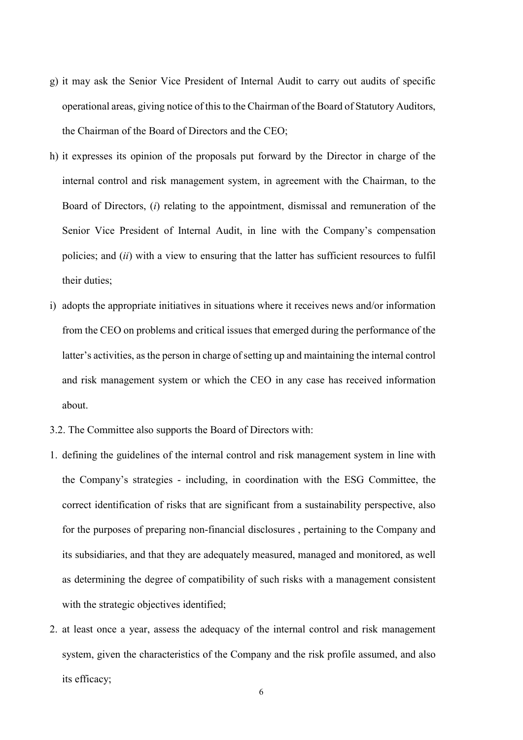g) it may ask the Senior Vice President of Internal Audit to carry out audits of specific operational areas, giving notice of this to the Chairman of the Board of Statutory Auditors, the Chairman of the Board of Directors and the CEO;

h) it expresses its opinion of the proposals put forward by the Director in charge of the internal control and risk management system, in agreement with the Chairman, to the Board of Directors, (*i*) relating to the appointment, dismissal and remuneration of the Senior Vice President of Internal Audit, in line with the Company's compensation policies; and (*ii*) with a view to ensuring that the latter has sufficient resources to fulfil their duties;

i) adopts the appropriate initiatives in situations where it receives news and/or information from the CEO on problems and critical issues that emerged during the performance of the latter's activities, as the person in charge of setting up and maintaining the internal control and risk management system or which the CEO in any case has received information about.

3.2. The Committee also supports the Board of Directors with:

1. defining the guidelines of the internal control and risk management system in line with the Company's strategies - including, in coordination with the ESG Committee, the correct identification of risks that are significant from a sustainability perspective, also for the purposes of preparing non-financial disclosures , pertaining to the Company and its subsidiaries, and that they are adequately measured, managed and monitored, as well as determining the degree of compatibility of such risks with a management consistent with the strategic objectives identified;
2. at least once a year, assess the adequacy of the internal control and risk management system, given the characteristics of the Company and the risk profile assumed, and also its efficacy;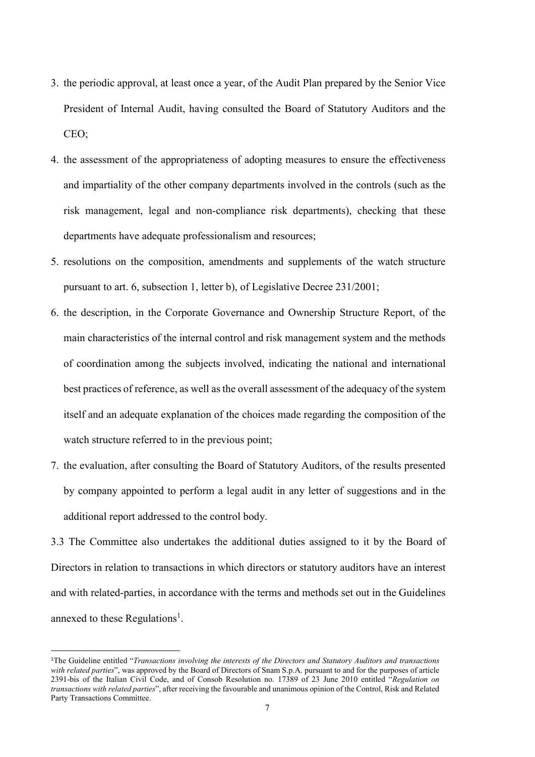3. the periodic approval, at least once a year, of the Audit Plan prepared by the Senior Vice President of Internal Audit, having consulted the Board of Statutory Auditors and the CEO;
4. the assessment of the appropriateness of adopting measures to ensure the effectiveness and impartiality of the other company departments involved in the controls (such as the risk management, legal and non-compliance risk departments), checking that these departments have adequate professionalism and resources;
5. resolutions on the composition, amendments and supplements of the watch structure pursuant to art. 6, subsection 1, letter b), of Legislative Decree 231/2001;
6. the description, in the Corporate Governance and Ownership Structure Report, of the main characteristics of the internal control and risk management system and the methods of coordination among the subjects involved, indicating the national and international best practices of reference, as well as the overall assessment of the adequacy of the system itself and an adequate explanation of the choices made regarding the composition of the watch structure referred to in the previous point;
7. the evaluation, after consulting the Board of Statutory Auditors, of the results presented by company appointed to perform a legal audit in any letter of suggestions and in the additional report addressed to the control body.

3.3 The Committee also undertakes the additional duties assigned to it by the Board of Directors in relation to transactions in which directors or statutory auditors have an interest and with related-parties, in accordance with the terms and methods set out in the Guidelines annexed to these Regulations[1].

[1] The Guideline entitled "*Transactions involving the interests of the Directors and Statutory Auditors and transactions with related parties*", was approved by the Board of Directors of Snam S.p.A. pursuant to and for the purposes of article 2391-bis of the Italian Civil Code, and of Consob Resolution no. 17389 of 23 June 2010 entitled "*Regulation on transactions with related parties*", after receiving the favourable and unanimous opinion of the Control, Risk and Related Party Transactions Committee.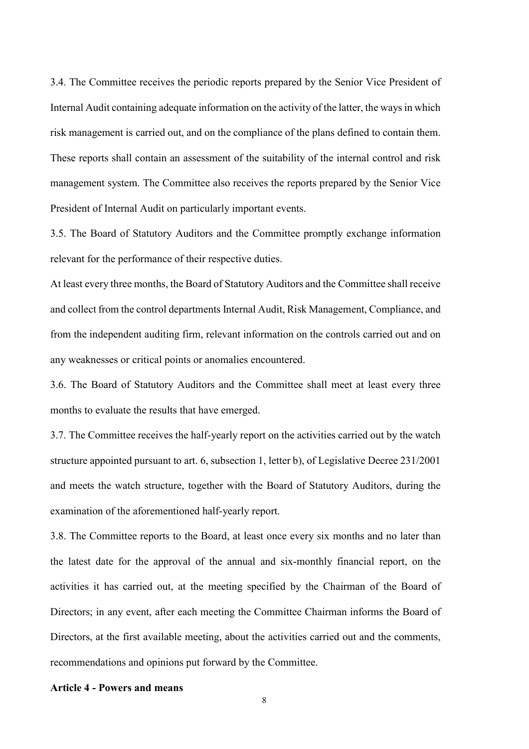3.4. The Committee receives the periodic reports prepared by the Senior Vice President of Internal Audit containing adequate information on the activity of the latter, the ways in which risk management is carried out, and on the compliance of the plans defined to contain them. These reports shall contain an assessment of the suitability of the internal control and risk management system. The Committee also receives the reports prepared by the Senior Vice President of Internal Audit on particularly important events.

3.5. The Board of Statutory Auditors and the Committee promptly exchange information relevant for the performance of their respective duties.

At least every three months, the Board of Statutory Auditors and the Committee shall receive and collect from the control departments Internal Audit, Risk Management, Compliance, and from the independent auditing firm, relevant information on the controls carried out and on any weaknesses or critical points or anomalies encountered.

3.6. The Board of Statutory Auditors and the Committee shall meet at least every three months to evaluate the results that have emerged.

3.7. The Committee receives the half-yearly report on the activities carried out by the watch structure appointed pursuant to art. 6, subsection 1, letter b), of Legislative Decree 231/2001 and meets the watch structure, together with the Board of Statutory Auditors, during the examination of the aforementioned half-yearly report.

3.8. The Committee reports to the Board, at least once every six months and no later than the latest date for the approval of the annual and six-monthly financial report, on the activities it has carried out, at the meeting specified by the Chairman of the Board of Directors; in any event, after each meeting the Committee Chairman informs the Board of Directors, at the first available meeting, about the activities carried out and the comments, recommendations and opinions put forward by the Committee.

**Article 4 - Powers and means**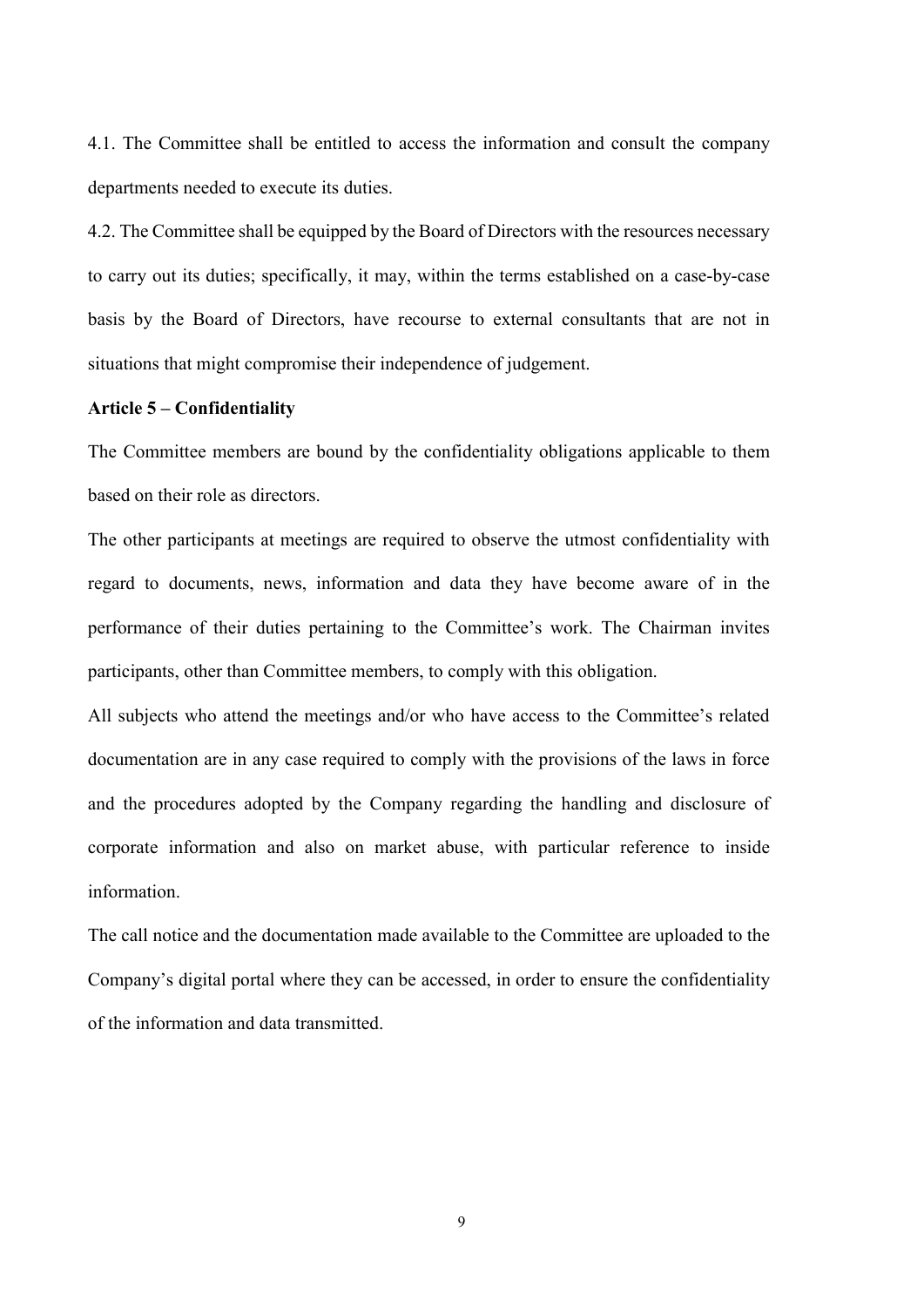4.1. The Committee shall be entitled to access the information and consult the company departments needed to execute its duties.

4.2. The Committee shall be equipped by the Board of Directors with the resources necessary to carry out its duties; specifically, it may, within the terms established on a case-by-case basis by the Board of Directors, have recourse to external consultants that are not in situations that might compromise their independence of judgement.

**Article 5 – Confidentiality**

The Committee members are bound by the confidentiality obligations applicable to them based on their role as directors.

The other participants at meetings are required to observe the utmost confidentiality with regard to documents, news, information and data they have become aware of in the performance of their duties pertaining to the Committee's work. The Chairman invites participants, other than Committee members, to comply with this obligation.

All subjects who attend the meetings and/or who have access to the Committee's related documentation are in any case required to comply with the provisions of the laws in force and the procedures adopted by the Company regarding the handling and disclosure of corporate information and also on market abuse, with particular reference to inside information.

The call notice and the documentation made available to the Committee are uploaded to the Company's digital portal where they can be accessed, in order to ensure the confidentiality of the information and data transmitted.